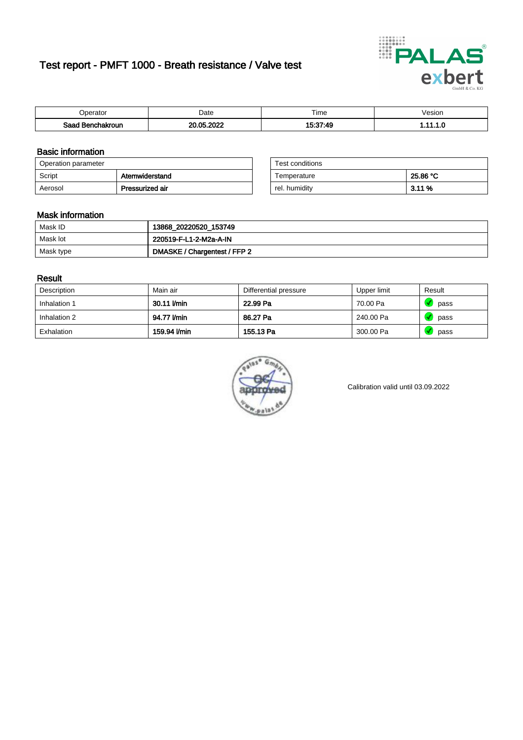# Test report - PMFT 1000 - Breath resistance / Valve test

| Operator | Date | Time | Vesion |
|---|---|---|---|
| **Saad Benchakroun** | **20.05.2022** | **15:37:49** | **1.11.1.0** |

## Basic information

| Operation parameter | |
|---|---|
| Script | **Atemwiderstand** |
| Aerosol | **Pressurized air** |

| Test conditions | |
|---|---|
| Temperature | **25.86 °C** |
| rel. humidity | **3.11 %** |

## Mask information

| | |
|---|---|
| Mask ID | **13868_20220520_153749** |
| Mask lot | **220519-F-L1-2-M2a-A-IN** |
| Mask type | **DMASKE / Chargentest / FFP 2** |

## Result

| Description | Main air | Differential pressure | Upper limit | Result |
|---|---|---|---|---|
| Inhalation 1 | **30.11 l/min** | **22.99 Pa** | 70.00 Pa | pass |
| Inhalation 2 | **94.77 l/min** | **86.27 Pa** | 240.00 Pa | pass |
| Exhalation | **159.94 l/min** | **155.13 Pa** | 300.00 Pa | pass |

Calibration valid until 03.09.2022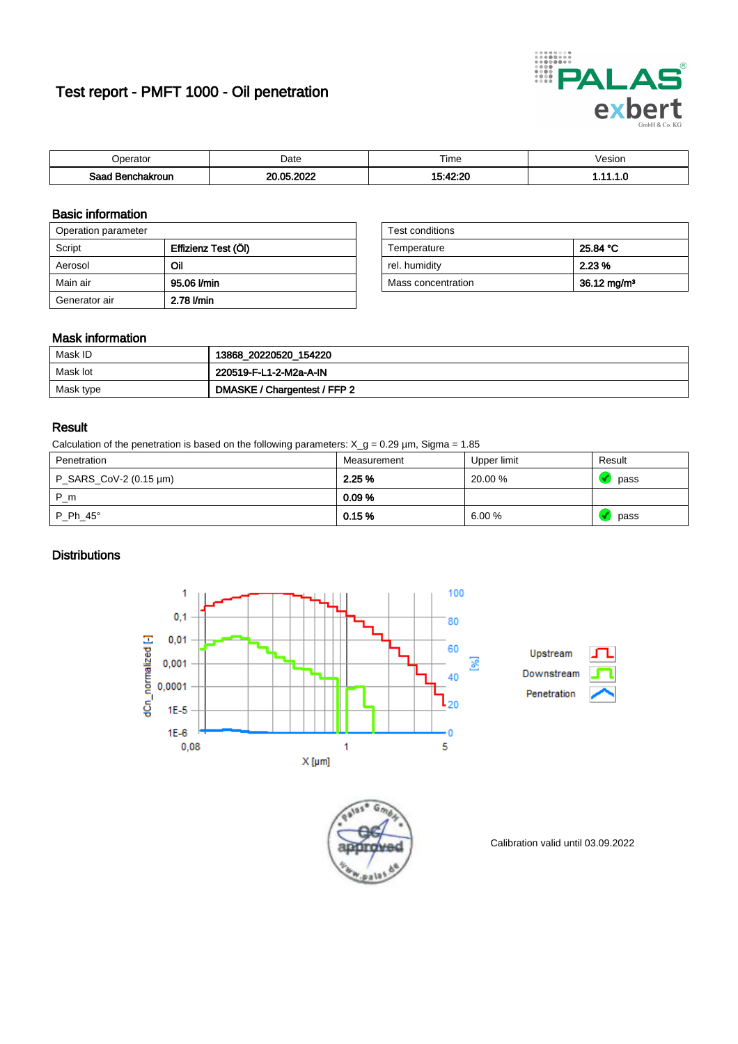# Test report - PMFT 1000 - Oil penetration

| Operator | Date | Time | Vesion |
|---|---|---|---|
| Saad Benchakroun | 20.05.2022 | 15:42:20 | 1.11.1.0 |

## Basic information

| Operation parameter | |
|---|---|
| Script | Effizienz Test (Öl) |
| Aerosol | Oil |
| Main air | 95.06 l/min |
| Generator air | 2.78 l/min |

| Test conditions | |
|---|---|
| Temperature | 25.84 °C |
| rel. humidity | 2.23 % |
| Mass concentration | 36.12 mg/m³ |

## Mask information

| | |
|---|---|
| Mask ID | 13868_20220520_154220 |
| Mask lot | 220519-F-L1-2-M2a-A-IN |
| Mask type | DMASKE / Chargentest / FFP 2 |

## Result

Calculation of the penetration is based on the following parameters: X_g = 0.29 µm, Sigma = 1.85

| Penetration | Measurement | Upper limit | Result |
|---|---|---|---|
| P_SARS_CoV-2 (0.15 µm) | 2.25 % | 20.00 % | pass |
| P_m | 0.09 % | | |
| P_Ph_45° | 0.15 % | 6.00 % | pass |

## Distributions

dCn_normalized [-]
1
0,1
0,01
0,001
0,0001
1E-5
1E-6
0,08
1
5
X [µm]
[%]
100
80
60
40
20
0
Upstream
Downstream
Penetration

Calibration valid until 03.09.2022